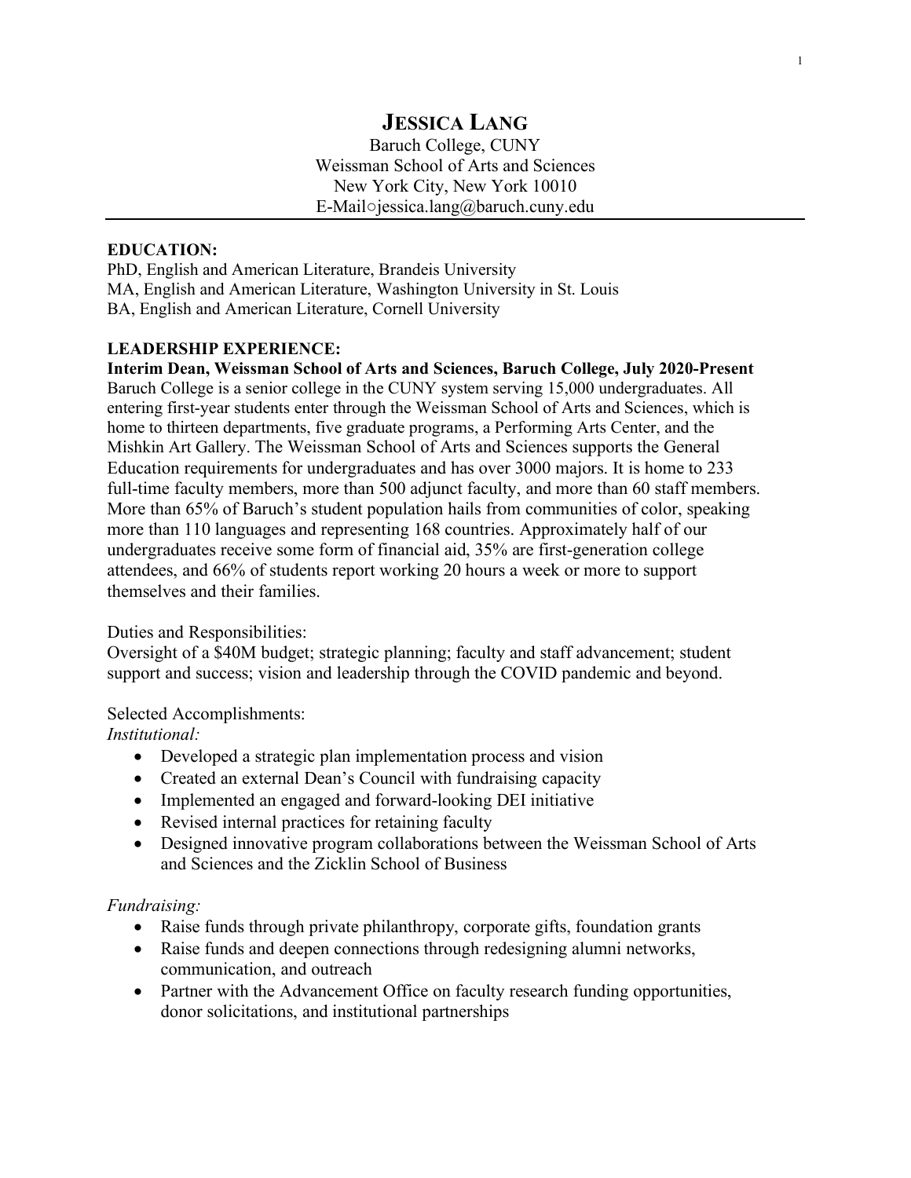# JESSICA LANG

Baruch College, CUNY
Weissman School of Arts and Sciences
New York City, New York 10010
E-Mail○jessica.lang@baruch.cuny.edu

---

**EDUCATION:**

PhD, English and American Literature, Brandeis University
MA, English and American Literature, Washington University in St. Louis
BA, English and American Literature, Cornell University

**LEADERSHIP EXPERIENCE:**

**Interim Dean, Weissman School of Arts and Sciences, Baruch College, July 2020-Present**

Baruch College is a senior college in the CUNY system serving 15,000 undergraduates. All entering first-year students enter through the Weissman School of Arts and Sciences, which is home to thirteen departments, five graduate programs, a Performing Arts Center, and the Mishkin Art Gallery. The Weissman School of Arts and Sciences supports the General Education requirements for undergraduates and has over 3000 majors. It is home to 233 full-time faculty members, more than 500 adjunct faculty, and more than 60 staff members. More than 65% of Baruch's student population hails from communities of color, speaking more than 110 languages and representing 168 countries. Approximately half of our undergraduates receive some form of financial aid, 35% are first-generation college attendees, and 66% of students report working 20 hours a week or more to support themselves and their families.

Duties and Responsibilities:
Oversight of a $40M budget; strategic planning; faculty and staff advancement; student support and success; vision and leadership through the COVID pandemic and beyond.

Selected Accomplishments:

*Institutional:*

- Developed a strategic plan implementation process and vision
- Created an external Dean's Council with fundraising capacity
- Implemented an engaged and forward-looking DEI initiative
- Revised internal practices for retaining faculty
- Designed innovative program collaborations between the Weissman School of Arts and Sciences and the Zicklin School of Business

*Fundraising:*

- Raise funds through private philanthropy, corporate gifts, foundation grants
- Raise funds and deepen connections through redesigning alumni networks, communication, and outreach
- Partner with the Advancement Office on faculty research funding opportunities, donor solicitations, and institutional partnerships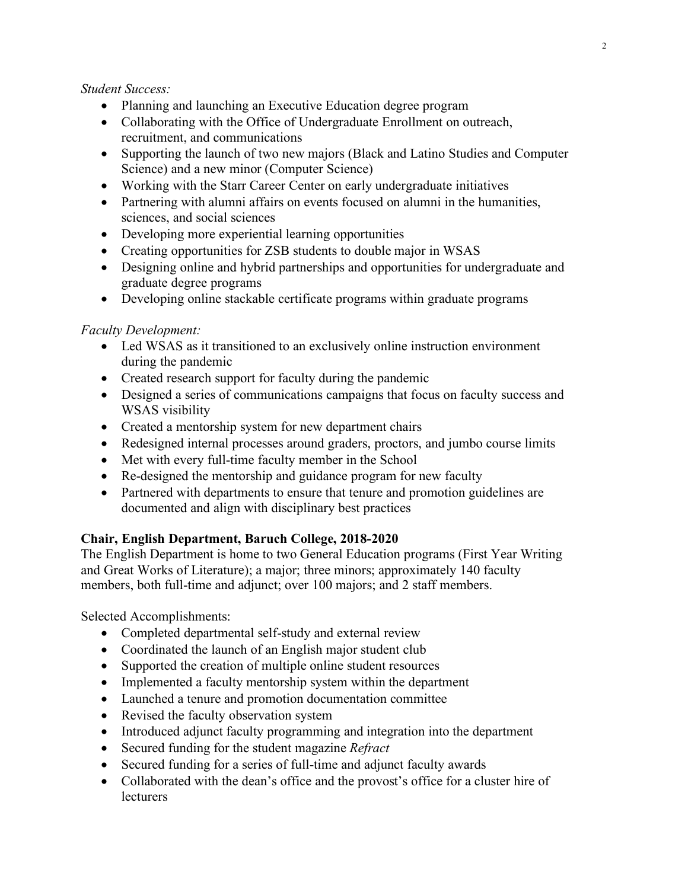*Student Success:*

- Planning and launching an Executive Education degree program
- Collaborating with the Office of Undergraduate Enrollment on outreach, recruitment, and communications
- Supporting the launch of two new majors (Black and Latino Studies and Computer Science) and a new minor (Computer Science)
- Working with the Starr Career Center on early undergraduate initiatives
- Partnering with alumni affairs on events focused on alumni in the humanities, sciences, and social sciences
- Developing more experiential learning opportunities
- Creating opportunities for ZSB students to double major in WSAS
- Designing online and hybrid partnerships and opportunities for undergraduate and graduate degree programs
- Developing online stackable certificate programs within graduate programs

*Faculty Development:*

- Led WSAS as it transitioned to an exclusively online instruction environment during the pandemic
- Created research support for faculty during the pandemic
- Designed a series of communications campaigns that focus on faculty success and WSAS visibility
- Created a mentorship system for new department chairs
- Redesigned internal processes around graders, proctors, and jumbo course limits
- Met with every full-time faculty member in the School
- Re-designed the mentorship and guidance program for new faculty
- Partnered with departments to ensure that tenure and promotion guidelines are documented and align with disciplinary best practices

**Chair, English Department, Baruch College, 2018-2020**

The English Department is home to two General Education programs (First Year Writing and Great Works of Literature); a major; three minors; approximately 140 faculty members, both full-time and adjunct; over 100 majors; and 2 staff members.

Selected Accomplishments:

- Completed departmental self-study and external review
- Coordinated the launch of an English major student club
- Supported the creation of multiple online student resources
- Implemented a faculty mentorship system within the department
- Launched a tenure and promotion documentation committee
- Revised the faculty observation system
- Introduced adjunct faculty programming and integration into the department
- Secured funding for the student magazine *Refract*
- Secured funding for a series of full-time and adjunct faculty awards
- Collaborated with the dean's office and the provost's office for a cluster hire of lecturers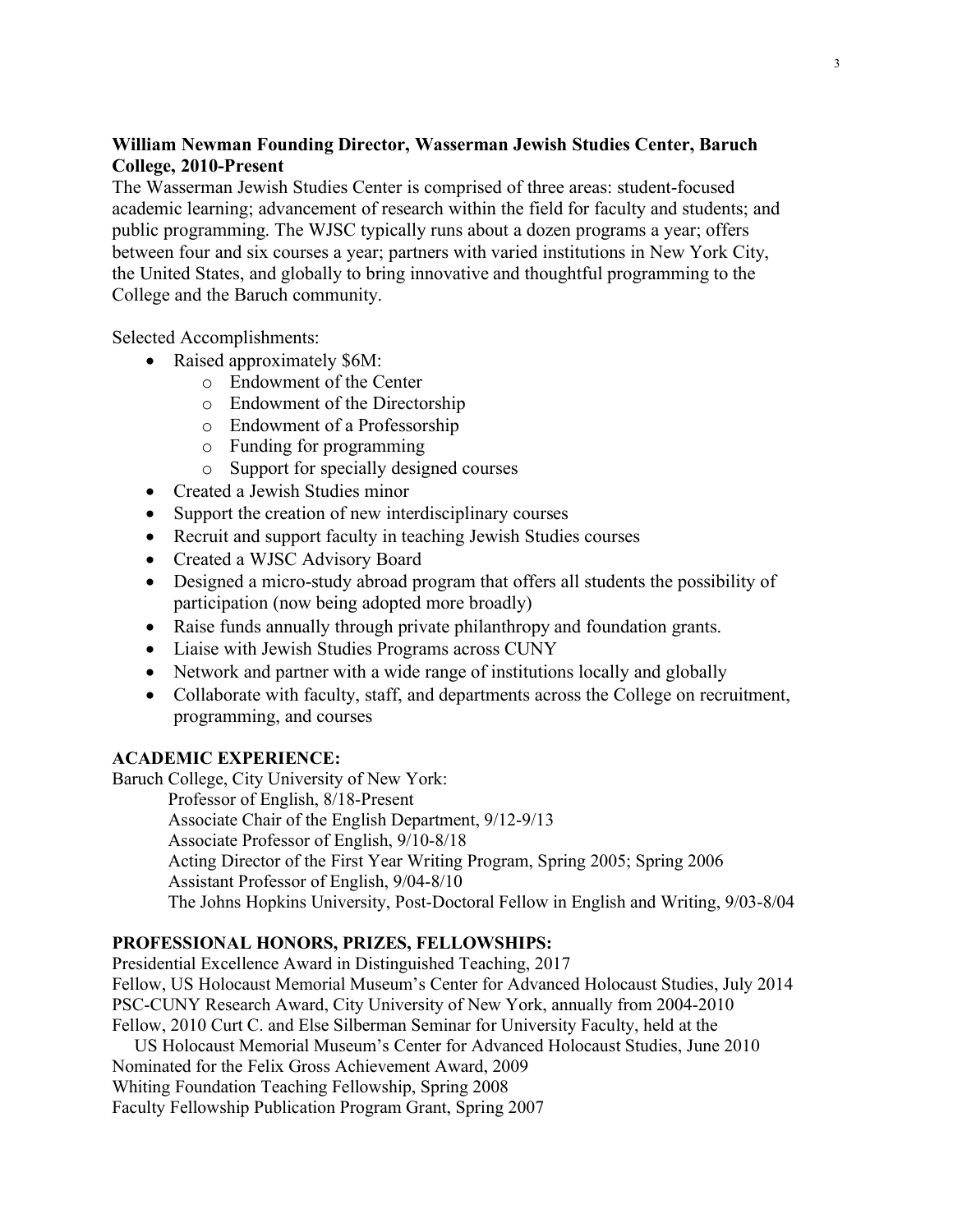**William Newman Founding Director, Wasserman Jewish Studies Center, Baruch College, 2010-Present**

The Wasserman Jewish Studies Center is comprised of three areas: student-focused academic learning; advancement of research within the field for faculty and students; and public programming. The WJSC typically runs about a dozen programs a year; offers between four and six courses a year; partners with varied institutions in New York City, the United States, and globally to bring innovative and thoughtful programming to the College and the Baruch community.

Selected Accomplishments:

- Raised approximately $6M:
  - Endowment of the Center
  - Endowment of the Directorship
  - Endowment of a Professorship
  - Funding for programming
  - Support for specially designed courses
- Created a Jewish Studies minor
- Support the creation of new interdisciplinary courses
- Recruit and support faculty in teaching Jewish Studies courses
- Created a WJSC Advisory Board
- Designed a micro-study abroad program that offers all students the possibility of participation (now being adopted more broadly)
- Raise funds annually through private philanthropy and foundation grants.
- Liaise with Jewish Studies Programs across CUNY
- Network and partner with a wide range of institutions locally and globally
- Collaborate with faculty, staff, and departments across the College on recruitment, programming, and courses

**ACADEMIC EXPERIENCE:**

Baruch College, City University of New York:

Professor of English, 8/18-Present
Associate Chair of the English Department, 9/12-9/13
Associate Professor of English, 9/10-8/18
Acting Director of the First Year Writing Program, Spring 2005; Spring 2006
Assistant Professor of English, 9/04-8/10
The Johns Hopkins University, Post-Doctoral Fellow in English and Writing, 9/03-8/04

**PROFESSIONAL HONORS, PRIZES, FELLOWSHIPS:**

Presidential Excellence Award in Distinguished Teaching, 2017
Fellow, US Holocaust Memorial Museum's Center for Advanced Holocaust Studies, July 2014
PSC-CUNY Research Award, City University of New York, annually from 2004-2010
Fellow, 2010 Curt C. and Else Silberman Seminar for University Faculty, held at the US Holocaust Memorial Museum's Center for Advanced Holocaust Studies, June 2010
Nominated for the Felix Gross Achievement Award, 2009
Whiting Foundation Teaching Fellowship, Spring 2008
Faculty Fellowship Publication Program Grant, Spring 2007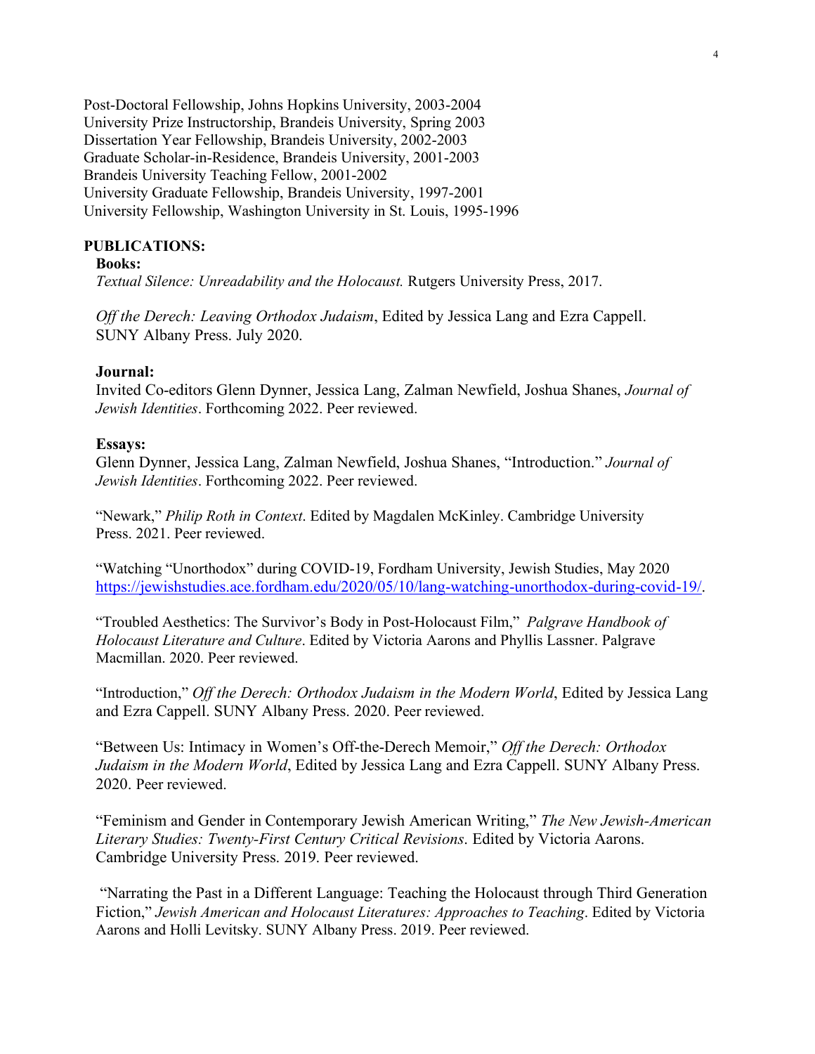Post-Doctoral Fellowship, Johns Hopkins University, 2003-2004
University Prize Instructorship, Brandeis University, Spring 2003
Dissertation Year Fellowship, Brandeis University, 2002-2003
Graduate Scholar-in-Residence, Brandeis University, 2001-2003
Brandeis University Teaching Fellow, 2001-2002
University Graduate Fellowship, Brandeis University, 1997-2001
University Fellowship, Washington University in St. Louis, 1995-1996

## PUBLICATIONS:

### Books:

*Textual Silence: Unreadability and the Holocaust.* Rutgers University Press, 2017.

*Off the Derech: Leaving Orthodox Judaism*, Edited by Jessica Lang and Ezra Cappell. SUNY Albany Press. July 2020.

### Journal:

Invited Co-editors Glenn Dynner, Jessica Lang, Zalman Newfield, Joshua Shanes, *Journal of Jewish Identities*. Forthcoming 2022. Peer reviewed.

### Essays:

Glenn Dynner, Jessica Lang, Zalman Newfield, Joshua Shanes, "Introduction." *Journal of Jewish Identities*. Forthcoming 2022. Peer reviewed.

"Newark," *Philip Roth in Context*. Edited by Magdalen McKinley. Cambridge University Press. 2021. Peer reviewed.

"Watching "Unorthodox" during COVID-19, Fordham University, Jewish Studies, May 2020 https://jewishstudies.ace.fordham.edu/2020/05/10/lang-watching-unorthodox-during-covid-19/.

"Troubled Aesthetics: The Survivor's Body in Post-Holocaust Film," *Palgrave Handbook of Holocaust Literature and Culture*. Edited by Victoria Aarons and Phyllis Lassner. Palgrave Macmillan. 2020. Peer reviewed.

"Introduction," *Off the Derech: Orthodox Judaism in the Modern World*, Edited by Jessica Lang and Ezra Cappell. SUNY Albany Press. 2020. Peer reviewed.

"Between Us: Intimacy in Women's Off-the-Derech Memoir," *Off the Derech: Orthodox Judaism in the Modern World*, Edited by Jessica Lang and Ezra Cappell. SUNY Albany Press. 2020. Peer reviewed.

"Feminism and Gender in Contemporary Jewish American Writing," *The New Jewish-American Literary Studies: Twenty-First Century Critical Revisions*. Edited by Victoria Aarons. Cambridge University Press. 2019. Peer reviewed.

"Narrating the Past in a Different Language: Teaching the Holocaust through Third Generation Fiction," *Jewish American and Holocaust Literatures: Approaches to Teaching*. Edited by Victoria Aarons and Holli Levitsky. SUNY Albany Press. 2019. Peer reviewed.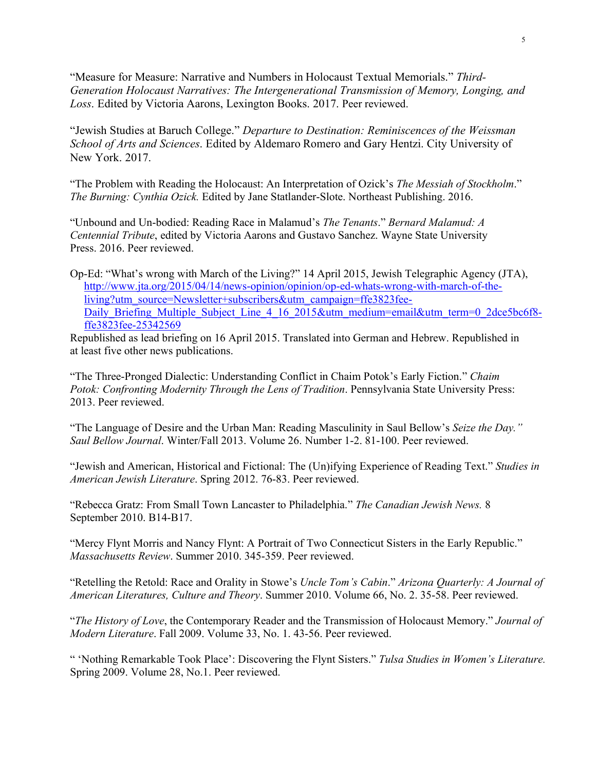"Measure for Measure: Narrative and Numbers in Holocaust Textual Memorials." *Third-Generation Holocaust Narratives: The Intergenerational Transmission of Memory, Longing, and Loss*. Edited by Victoria Aarons, Lexington Books. 2017. Peer reviewed.

"Jewish Studies at Baruch College." *Departure to Destination: Reminiscences of the Weissman School of Arts and Sciences*. Edited by Aldemaro Romero and Gary Hentzi. City University of New York. 2017.

"The Problem with Reading the Holocaust: An Interpretation of Ozick's *The Messiah of Stockholm*." *The Burning: Cynthia Ozick.* Edited by Jane Statlander-Slote. Northeast Publishing. 2016.

"Unbound and Un-bodied: Reading Race in Malamud's *The Tenants*." *Bernard Malamud: A Centennial Tribute*, edited by Victoria Aarons and Gustavo Sanchez. Wayne State University Press. 2016. Peer reviewed.

Op-Ed: "What's wrong with March of the Living?" 14 April 2015, Jewish Telegraphic Agency (JTA), [http://www.jta.org/2015/04/14/news-opinion/opinion/op-ed-whats-wrong-with-march-of-the-living?utm_source=Newsletter+subscribers&utm_campaign=ffe3823fee-Daily_Briefing_Multiple_Subject_Line_4_16_2015&utm_medium=email&utm_term=0_2dce5bc6f8-ffe3823fee-25342569](http://www.jta.org/2015/04/14/news-opinion/opinion/op-ed-whats-wrong-with-march-of-the-living?utm_source=Newsletter+subscribers&utm_campaign=ffe3823fee-Daily_Briefing_Multiple_Subject_Line_4_16_2015&utm_medium=email&utm_term=0_2dce5bc6f8-ffe3823fee-25342569)
Republished as lead briefing on 16 April 2015. Translated into German and Hebrew. Republished in at least five other news publications.

"The Three-Pronged Dialectic: Understanding Conflict in Chaim Potok's Early Fiction." *Chaim Potok: Confronting Modernity Through the Lens of Tradition*. Pennsylvania State University Press: 2013. Peer reviewed.

"The Language of Desire and the Urban Man: Reading Masculinity in Saul Bellow's *Seize the Day." Saul Bellow Journal*. Winter/Fall 2013. Volume 26. Number 1-2. 81-100. Peer reviewed.

"Jewish and American, Historical and Fictional: The (Un)ifying Experience of Reading Text." *Studies in American Jewish Literature*. Spring 2012. 76-83. Peer reviewed.

"Rebecca Gratz: From Small Town Lancaster to Philadelphia." *The Canadian Jewish News.* 8 September 2010. B14-B17.

"Mercy Flynt Morris and Nancy Flynt: A Portrait of Two Connecticut Sisters in the Early Republic." *Massachusetts Review*. Summer 2010. 345-359. Peer reviewed.

"Retelling the Retold: Race and Orality in Stowe's *Uncle Tom's Cabin*." *Arizona Quarterly: A Journal of American Literatures, Culture and Theory*. Summer 2010. Volume 66, No. 2. 35-58. Peer reviewed.

"*The History of Love*, the Contemporary Reader and the Transmission of Holocaust Memory." *Journal of Modern Literature*. Fall 2009. Volume 33, No. 1. 43-56. Peer reviewed.

" 'Nothing Remarkable Took Place': Discovering the Flynt Sisters." *Tulsa Studies in Women's Literature.* Spring 2009. Volume 28, No.1. Peer reviewed.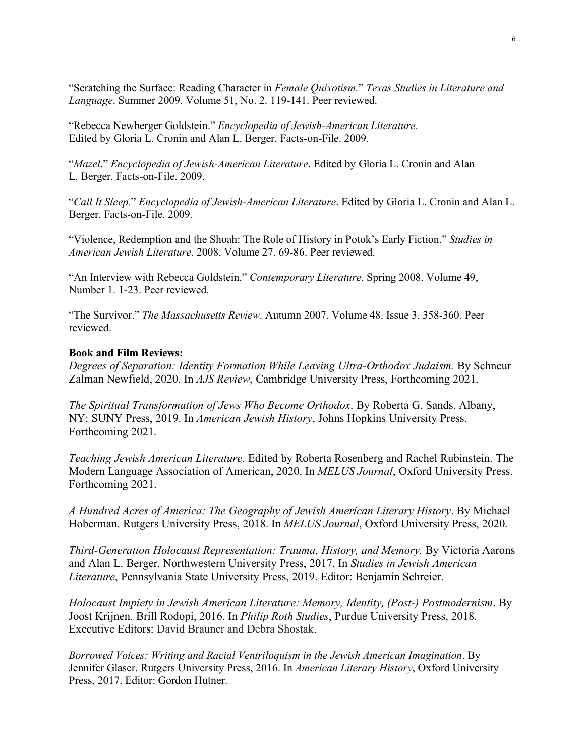"Scratching the Surface: Reading Character in *Female Quixotism.*" *Texas Studies in Literature and Language*. Summer 2009. Volume 51, No. 2. 119-141. Peer reviewed.

"Rebecca Newberger Goldstein." *Encyclopedia of Jewish-American Literature*. Edited by Gloria L. Cronin and Alan L. Berger. Facts-on-File. 2009.

"*Mazel*." *Encyclopedia of Jewish-American Literature*. Edited by Gloria L. Cronin and Alan L. Berger. Facts-on-File. 2009.

"*Call It Sleep.*" *Encyclopedia of Jewish-American Literature*. Edited by Gloria L. Cronin and Alan L. Berger. Facts-on-File. 2009.

"Violence, Redemption and the Shoah: The Role of History in Potok's Early Fiction." *Studies in American Jewish Literature*. 2008. Volume 27. 69-86. Peer reviewed.

"An Interview with Rebecca Goldstein." *Contemporary Literature*. Spring 2008. Volume 49, Number 1. 1-23. Peer reviewed.

"The Survivor." *The Massachusetts Review*. Autumn 2007. Volume 48. Issue 3. 358-360. Peer reviewed.

**Book and Film Reviews:**

*Degrees of Separation: Identity Formation While Leaving Ultra-Orthodox Judaism.* By Schneur Zalman Newfield, 2020. In *AJS Review*, Cambridge University Press, Forthcoming 2021.

*The Spiritual Transformation of Jews Who Become Orthodox*. By Roberta G. Sands. Albany, NY: SUNY Press, 2019. In *American Jewish History*, Johns Hopkins University Press. Forthcoming 2021.

*Teaching Jewish American Literature*. Edited by Roberta Rosenberg and Rachel Rubinstein. The Modern Language Association of American, 2020. In *MELUS Journal*, Oxford University Press. Forthcoming 2021.

*A Hundred Acres of America: The Geography of Jewish American Literary History*. By Michael Hoberman. Rutgers University Press, 2018. In *MELUS Journal*, Oxford University Press, 2020.

*Third-Generation Holocaust Representation: Trauma, History, and Memory.* By Victoria Aarons and Alan L. Berger. Northwestern University Press, 2017. In *Studies in Jewish American Literature*, Pennsylvania State University Press, 2019. Editor: Benjamin Schreier.

*Holocaust Impiety in Jewish American Literature: Memory, Identity, (Post-) Postmodernism*. By Joost Krijnen. Brill Rodopi, 2016. In *Philip Roth Studies*, Purdue University Press, 2018. Executive Editors: David Brauner and Debra Shostak.

*Borrowed Voices: Writing and Racial Ventriloquism in the Jewish American Imagination*. By Jennifer Glaser. Rutgers University Press, 2016. In *American Literary History*, Oxford University Press, 2017. Editor: Gordon Hutner.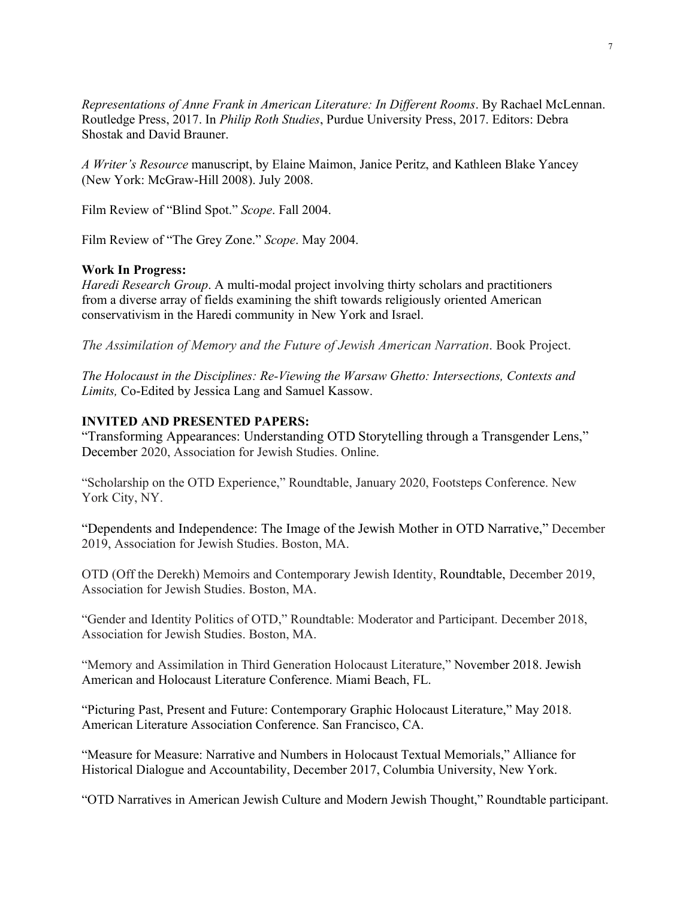*Representations of Anne Frank in American Literature: In Different Rooms*. By Rachael McLennan. Routledge Press, 2017. In *Philip Roth Studies*, Purdue University Press, 2017. Editors: Debra Shostak and David Brauner.

*A Writer's Resource* manuscript, by Elaine Maimon, Janice Peritz, and Kathleen Blake Yancey (New York: McGraw-Hill 2008). July 2008.

Film Review of "Blind Spot." *Scope*. Fall 2004.

Film Review of "The Grey Zone." *Scope*. May 2004.

**Work In Progress:**

*Haredi Research Group*. A multi-modal project involving thirty scholars and practitioners from a diverse array of fields examining the shift towards religiously oriented American conservativism in the Haredi community in New York and Israel.

*The Assimilation of Memory and the Future of Jewish American Narration*. Book Project.

*The Holocaust in the Disciplines: Re-Viewing the Warsaw Ghetto: Intersections, Contexts and Limits,* Co-Edited by Jessica Lang and Samuel Kassow.

**INVITED AND PRESENTED PAPERS:**

"Transforming Appearances: Understanding OTD Storytelling through a Transgender Lens," December 2020, Association for Jewish Studies. Online.

"Scholarship on the OTD Experience," Roundtable, January 2020, Footsteps Conference. New York City, NY.

"Dependents and Independence: The Image of the Jewish Mother in OTD Narrative," December 2019, Association for Jewish Studies. Boston, MA.

OTD (Off the Derekh) Memoirs and Contemporary Jewish Identity, Roundtable, December 2019, Association for Jewish Studies. Boston, MA.

"Gender and Identity Politics of OTD," Roundtable: Moderator and Participant. December 2018, Association for Jewish Studies. Boston, MA.

"Memory and Assimilation in Third Generation Holocaust Literature," November 2018. Jewish American and Holocaust Literature Conference. Miami Beach, FL.

"Picturing Past, Present and Future: Contemporary Graphic Holocaust Literature," May 2018. American Literature Association Conference. San Francisco, CA.

"Measure for Measure: Narrative and Numbers in Holocaust Textual Memorials," Alliance for Historical Dialogue and Accountability, December 2017, Columbia University, New York.

"OTD Narratives in American Jewish Culture and Modern Jewish Thought," Roundtable participant.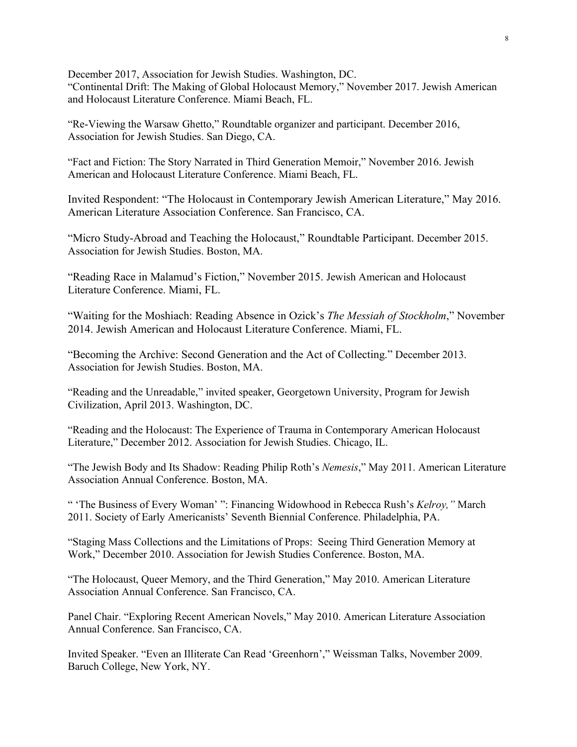December 2017, Association for Jewish Studies. Washington, DC.
"Continental Drift: The Making of Global Holocaust Memory," November 2017. Jewish American and Holocaust Literature Conference. Miami Beach, FL.

"Re-Viewing the Warsaw Ghetto," Roundtable organizer and participant. December 2016, Association for Jewish Studies. San Diego, CA.

"Fact and Fiction: The Story Narrated in Third Generation Memoir," November 2016. Jewish American and Holocaust Literature Conference. Miami Beach, FL.

Invited Respondent: "The Holocaust in Contemporary Jewish American Literature," May 2016. American Literature Association Conference. San Francisco, CA.

"Micro Study-Abroad and Teaching the Holocaust," Roundtable Participant. December 2015. Association for Jewish Studies. Boston, MA.

"Reading Race in Malamud's Fiction," November 2015. Jewish American and Holocaust Literature Conference. Miami, FL.

"Waiting for the Moshiach: Reading Absence in Ozick's *The Messiah of Stockholm*," November 2014. Jewish American and Holocaust Literature Conference. Miami, FL.

"Becoming the Archive: Second Generation and the Act of Collecting." December 2013. Association for Jewish Studies. Boston, MA.

"Reading and the Unreadable," invited speaker, Georgetown University, Program for Jewish Civilization, April 2013. Washington, DC.

"Reading and the Holocaust: The Experience of Trauma in Contemporary American Holocaust Literature," December 2012. Association for Jewish Studies. Chicago, IL.

"The Jewish Body and Its Shadow: Reading Philip Roth's *Nemesis*," May 2011. American Literature Association Annual Conference. Boston, MA.

" 'The Business of Every Woman' ": Financing Widowhood in Rebecca Rush's *Kelroy,"* March 2011. Society of Early Americanists' Seventh Biennial Conference. Philadelphia, PA.

"Staging Mass Collections and the Limitations of Props: Seeing Third Generation Memory at Work," December 2010. Association for Jewish Studies Conference. Boston, MA.

"The Holocaust, Queer Memory, and the Third Generation," May 2010. American Literature Association Annual Conference. San Francisco, CA.

Panel Chair. "Exploring Recent American Novels," May 2010. American Literature Association Annual Conference. San Francisco, CA.

Invited Speaker. "Even an Illiterate Can Read 'Greenhorn'," Weissman Talks, November 2009. Baruch College, New York, NY.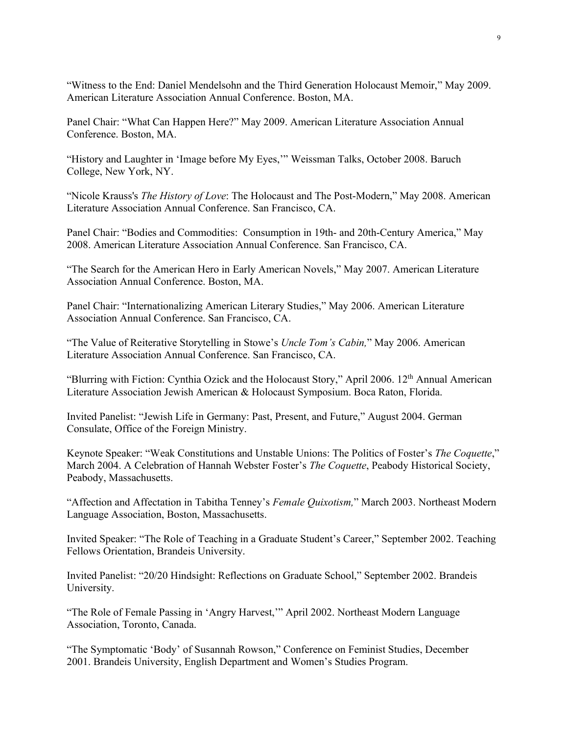"Witness to the End: Daniel Mendelsohn and the Third Generation Holocaust Memoir," May 2009. American Literature Association Annual Conference. Boston, MA.

Panel Chair: "What Can Happen Here?" May 2009. American Literature Association Annual Conference. Boston, MA.

"History and Laughter in 'Image before My Eyes,'" Weissman Talks, October 2008. Baruch College, New York, NY.

"Nicole Krauss's *The History of Love*: The Holocaust and The Post-Modern," May 2008. American Literature Association Annual Conference. San Francisco, CA.

Panel Chair: "Bodies and Commodities: Consumption in 19th- and 20th-Century America," May 2008. American Literature Association Annual Conference. San Francisco, CA.

"The Search for the American Hero in Early American Novels," May 2007. American Literature Association Annual Conference. Boston, MA.

Panel Chair: "Internationalizing American Literary Studies," May 2006. American Literature Association Annual Conference. San Francisco, CA.

"The Value of Reiterative Storytelling in Stowe's *Uncle Tom's Cabin,*" May 2006. American Literature Association Annual Conference. San Francisco, CA.

"Blurring with Fiction: Cynthia Ozick and the Holocaust Story," April 2006. 12th Annual American Literature Association Jewish American & Holocaust Symposium. Boca Raton, Florida.

Invited Panelist: "Jewish Life in Germany: Past, Present, and Future," August 2004. German Consulate, Office of the Foreign Ministry.

Keynote Speaker: "Weak Constitutions and Unstable Unions: The Politics of Foster's *The Coquette*," March 2004. A Celebration of Hannah Webster Foster's *The Coquette*, Peabody Historical Society, Peabody, Massachusetts.

"Affection and Affectation in Tabitha Tenney's *Female Quixotism,*" March 2003. Northeast Modern Language Association, Boston, Massachusetts.

Invited Speaker: "The Role of Teaching in a Graduate Student's Career," September 2002. Teaching Fellows Orientation, Brandeis University.

Invited Panelist: "20/20 Hindsight: Reflections on Graduate School," September 2002. Brandeis University.

"The Role of Female Passing in 'Angry Harvest,'" April 2002. Northeast Modern Language Association, Toronto, Canada.

"The Symptomatic 'Body' of Susannah Rowson," Conference on Feminist Studies, December 2001. Brandeis University, English Department and Women's Studies Program.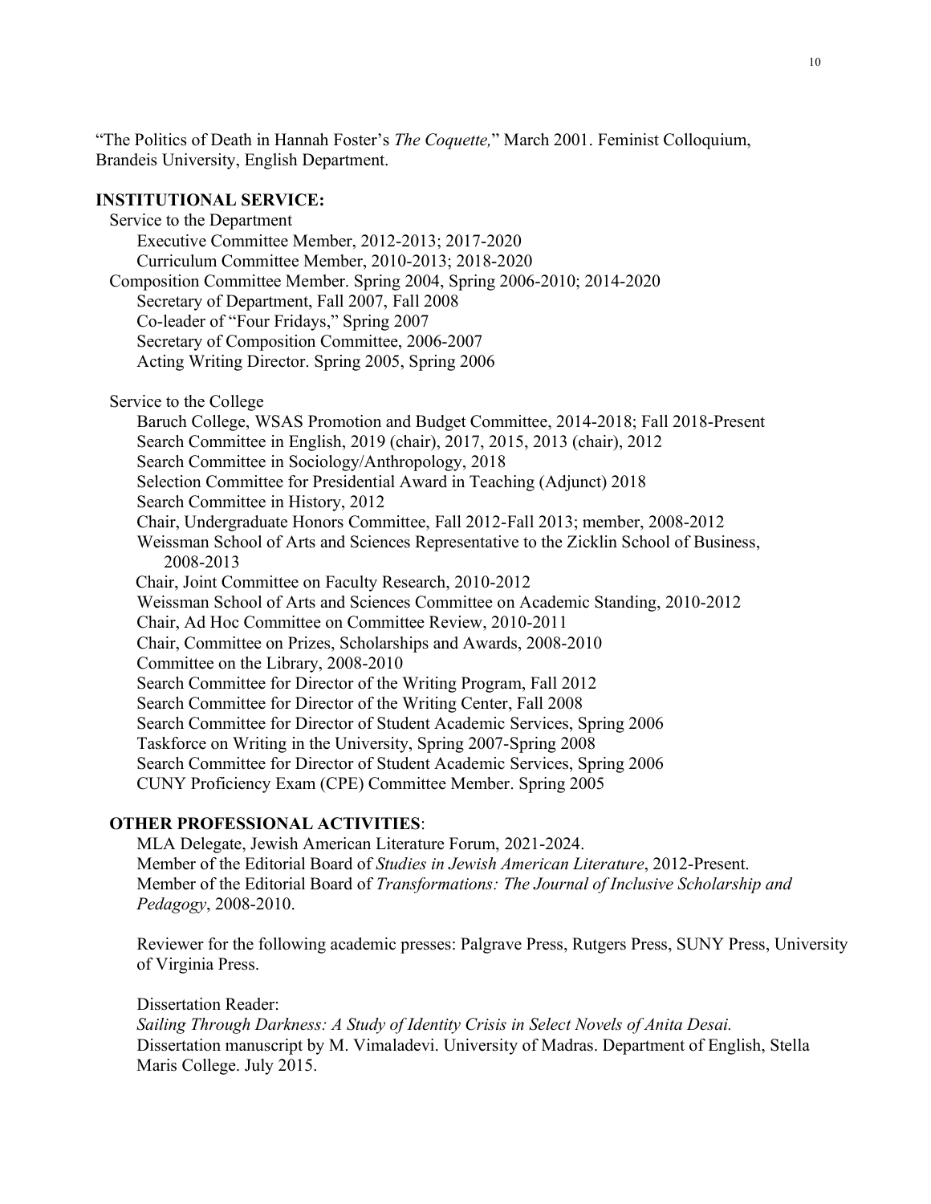"The Politics of Death in Hannah Foster's *The Coquette,*" March 2001. Feminist Colloquium, Brandeis University, English Department.

**INSTITUTIONAL SERVICE:**

Service to the Department

- Executive Committee Member, 2012-2013; 2017-2020
- Curriculum Committee Member, 2010-2013; 2018-2020
- Composition Committee Member. Spring 2004, Spring 2006-2010; 2014-2020
- Secretary of Department, Fall 2007, Fall 2008
- Co-leader of "Four Fridays," Spring 2007
- Secretary of Composition Committee, 2006-2007
- Acting Writing Director. Spring 2005, Spring 2006

Service to the College

- Baruch College, WSAS Promotion and Budget Committee, 2014-2018; Fall 2018-Present
- Search Committee in English, 2019 (chair), 2017, 2015, 2013 (chair), 2012
- Search Committee in Sociology/Anthropology, 2018
- Selection Committee for Presidential Award in Teaching (Adjunct) 2018
- Search Committee in History, 2012
- Chair, Undergraduate Honors Committee, Fall 2012-Fall 2013; member, 2008-2012
- Weissman School of Arts and Sciences Representative to the Zicklin School of Business, 2008-2013
- Chair, Joint Committee on Faculty Research, 2010-2012
- Weissman School of Arts and Sciences Committee on Academic Standing, 2010-2012
- Chair, Ad Hoc Committee on Committee Review, 2010-2011
- Chair, Committee on Prizes, Scholarships and Awards, 2008-2010
- Committee on the Library, 2008-2010
- Search Committee for Director of the Writing Program, Fall 2012
- Search Committee for Director of the Writing Center, Fall 2008
- Search Committee for Director of Student Academic Services, Spring 2006
- Taskforce on Writing in the University, Spring 2007-Spring 2008
- Search Committee for Director of Student Academic Services, Spring 2006
- CUNY Proficiency Exam (CPE) Committee Member. Spring 2005

**OTHER PROFESSIONAL ACTIVITIES**:

MLA Delegate, Jewish American Literature Forum, 2021-2024.
Member of the Editorial Board of *Studies in Jewish American Literature*, 2012-Present.
Member of the Editorial Board of *Transformations: The Journal of Inclusive Scholarship and Pedagogy*, 2008-2010.

Reviewer for the following academic presses: Palgrave Press, Rutgers Press, SUNY Press, University of Virginia Press.

Dissertation Reader:
*Sailing Through Darkness: A Study of Identity Crisis in Select Novels of Anita Desai.* Dissertation manuscript by M. Vimaladevi. University of Madras. Department of English, Stella Maris College. July 2015.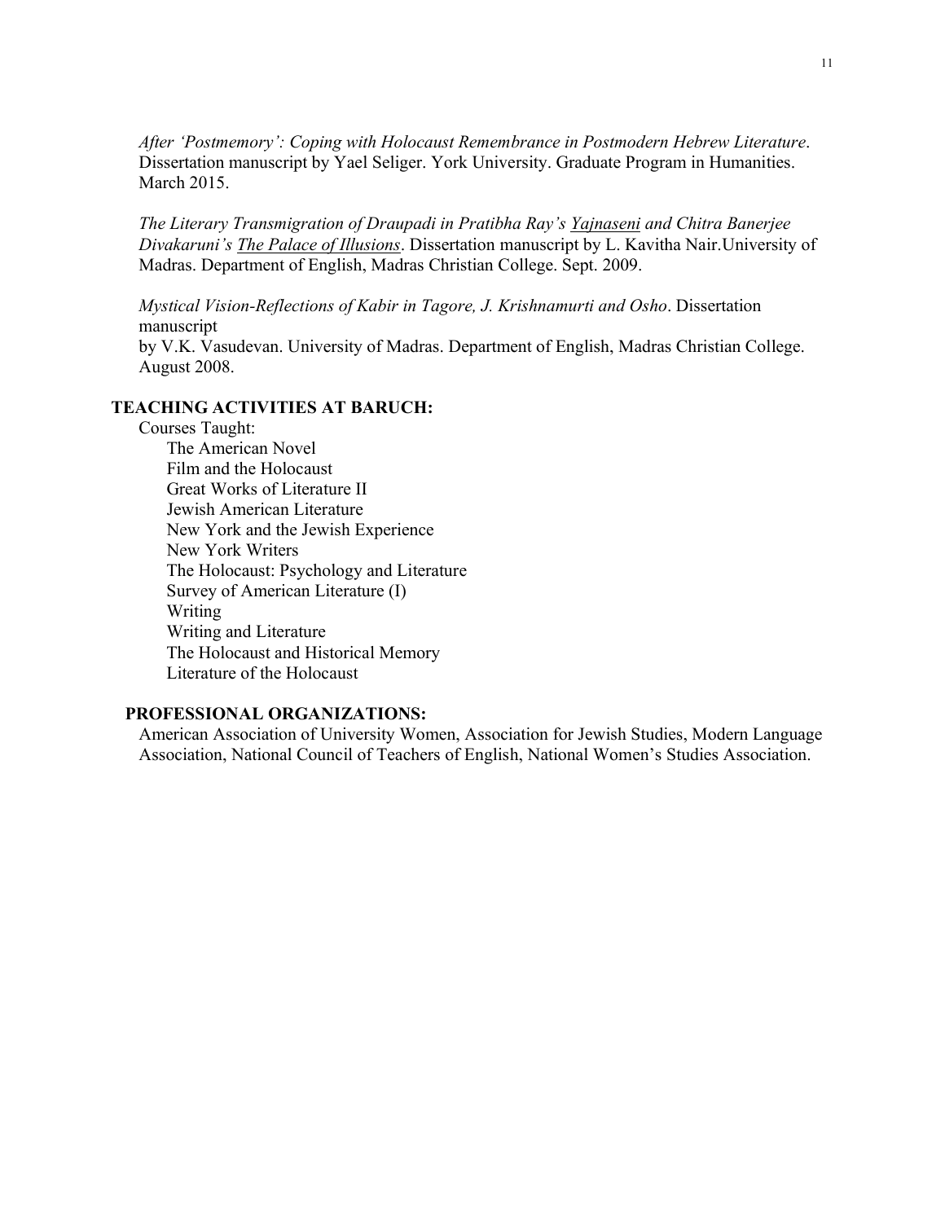*After 'Postmemory': Coping with Holocaust Remembrance in Postmodern Hebrew Literature*. Dissertation manuscript by Yael Seliger. York University. Graduate Program in Humanities. March 2015.

*The Literary Transmigration of Draupadi in Pratibha Ray's Yajnaseni and Chitra Banerjee Divakaruni's The Palace of Illusions*. Dissertation manuscript by L. Kavitha Nair.University of Madras. Department of English, Madras Christian College. Sept. 2009.

*Mystical Vision-Reflections of Kabir in Tagore, J. Krishnamurti and Osho*. Dissertation manuscript
by V.K. Vasudevan. University of Madras. Department of English, Madras Christian College. August 2008.

**TEACHING ACTIVITIES AT BARUCH:**

Courses Taught:

- The American Novel
- Film and the Holocaust
- Great Works of Literature II
- Jewish American Literature
- New York and the Jewish Experience
- New York Writers
- The Holocaust: Psychology and Literature
- Survey of American Literature (I)
- Writing
- Writing and Literature
- The Holocaust and Historical Memory
- Literature of the Holocaust

**PROFESSIONAL ORGANIZATIONS:**

American Association of University Women, Association for Jewish Studies, Modern Language Association, National Council of Teachers of English, National Women's Studies Association.